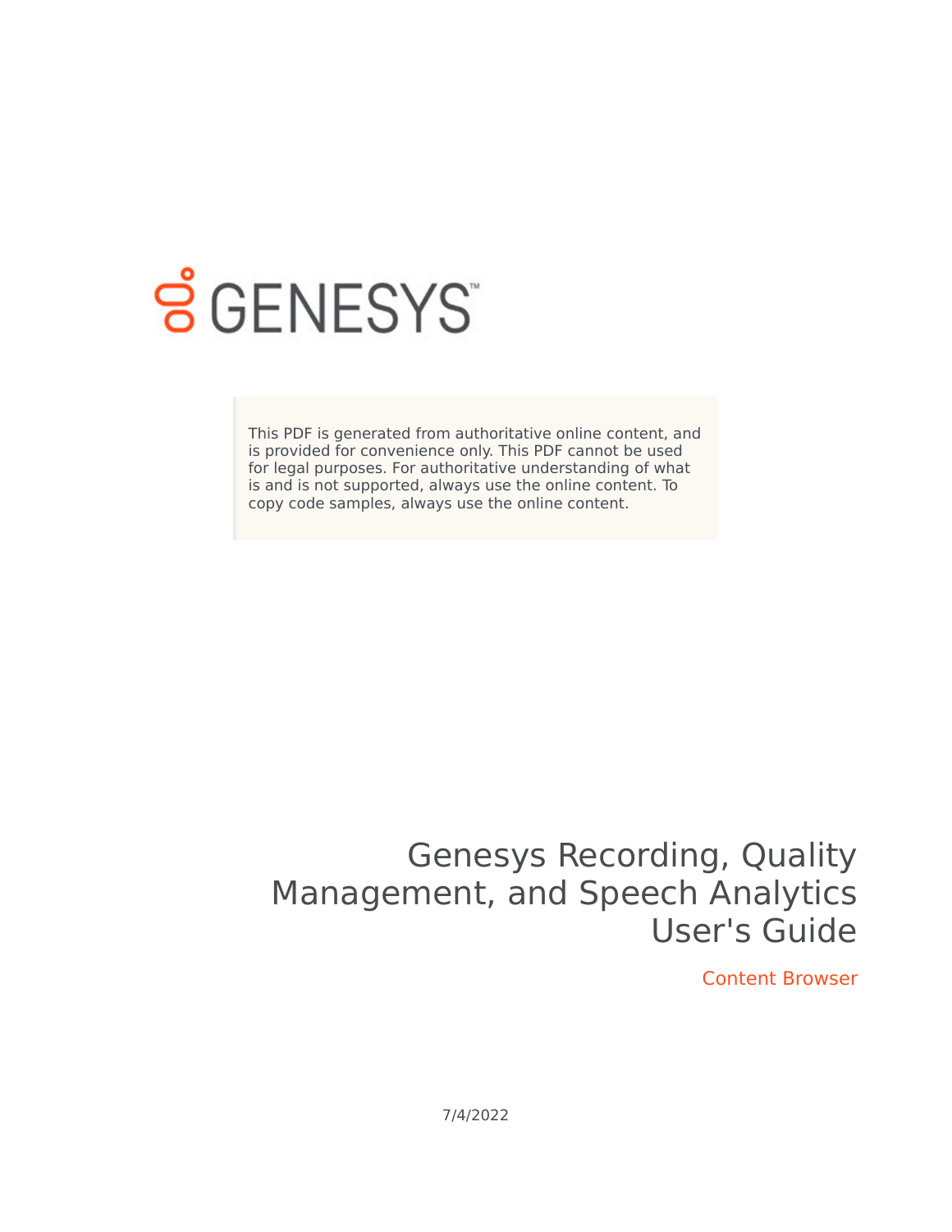GENESYS

This PDF is generated from authoritative online content, and is provided for convenience only. This PDF cannot be used for legal purposes. For authoritative understanding of what is and is not supported, always use the online content. To copy code samples, always use the online content.

# Genesys Recording, Quality Management, and Speech Analytics User's Guide

Content Browser

7/4/2022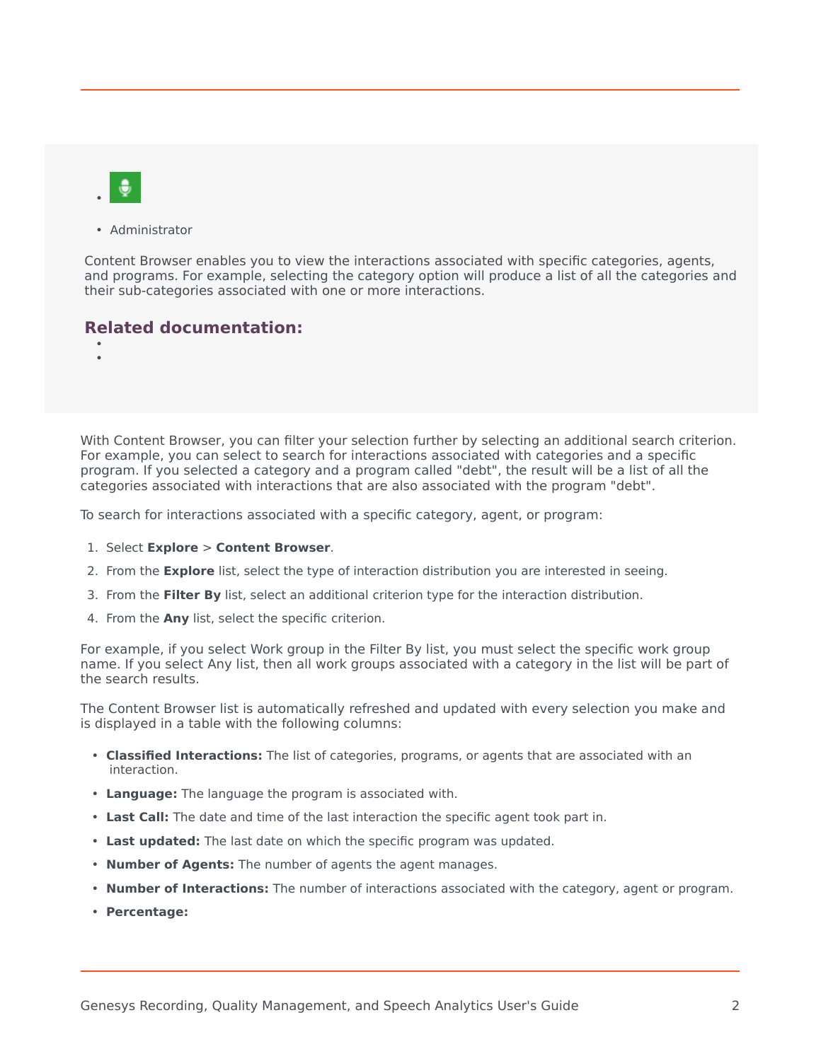- 
- Administrator

Content Browser enables you to view the interactions associated with specific categories, agents, and programs. For example, selecting the category option will produce a list of all the categories and their sub-categories associated with one or more interactions.

**Related documentation:**

- 
- 

With Content Browser, you can filter your selection further by selecting an additional search criterion. For example, you can select to search for interactions associated with categories and a specific program. If you selected a category and a program called "debt", the result will be a list of all the categories associated with interactions that are also associated with the program "debt".

To search for interactions associated with a specific category, agent, or program:

1. Select **Explore** > **Content Browser**.
2. From the **Explore** list, select the type of interaction distribution you are interested in seeing.
3. From the **Filter By** list, select an additional criterion type for the interaction distribution.
4. From the **Any** list, select the specific criterion.

For example, if you select Work group in the Filter By list, you must select the specific work group name. If you select Any list, then all work groups associated with a category in the list will be part of the search results.

The Content Browser list is automatically refreshed and updated with every selection you make and is displayed in a table with the following columns:

- **Classified Interactions:** The list of categories, programs, or agents that are associated with an interaction.
- **Language:** The language the program is associated with.
- **Last Call:** The date and time of the last interaction the specific agent took part in.
- **Last updated:** The last date on which the specific program was updated.
- **Number of Agents:** The number of agents the agent manages.
- **Number of Interactions:** The number of interactions associated with the category, agent or program.
- **Percentage:**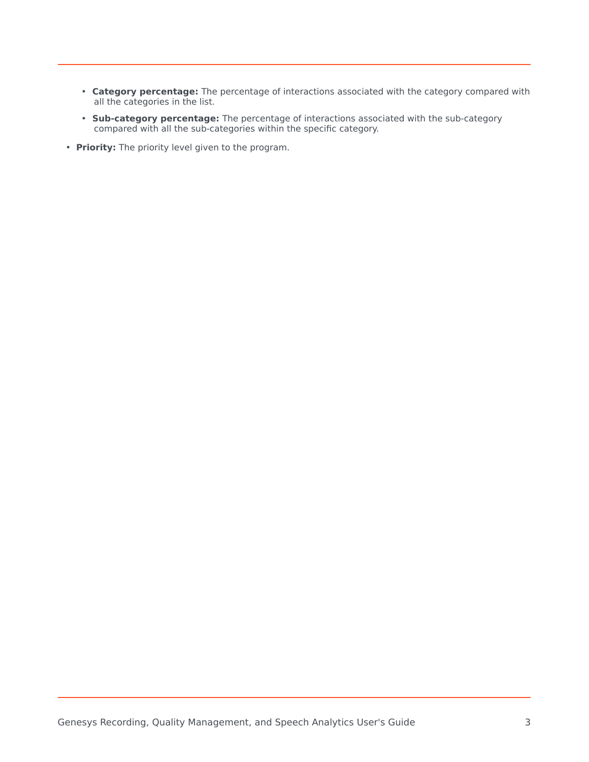- **Category percentage:** The percentage of interactions associated with the category compared with all the categories in the list.
- **Sub-category percentage:** The percentage of interactions associated with the sub-category compared with all the sub-categories within the specific category.

- **Priority:** The priority level given to the program.